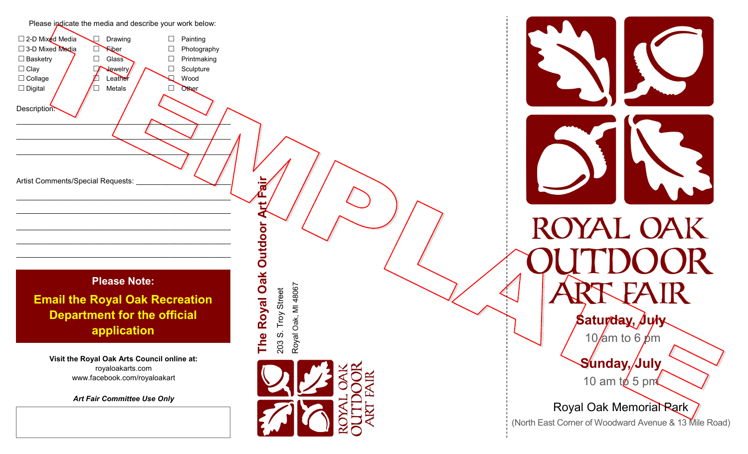Please indicate the media and describe your work below:

- ☐ 2-D Mixed Media
- ☐ 3-D Mixed Media
- ☐ Basketry
- ☐ Clay
- ☐ Collage
- ☐ Digital
- ☐ Drawing
- ☐ Fiber
- ☐ Glass
- ☐ Jewelry
- ☐ Leather
- ☐ Metals
- ☐ Painting
- ☐ Photography
- ☐ Printmaking
- ☐ Sculpture
- ☐ Wood
- ☐ Other

Description: ____________________________________________

____________________________________________

____________________________________________

Artist Comments/Special Requests: ____________________________________________

____________________________________________

____________________________________________

____________________________________________

____________________________________________

____________________________________________

**Please Note:**

**Email the Royal Oak Recreation Department for the official application**

**Visit the Royal Oak Arts Council online at:**

royaloakarts.com

www.facebook.com/royaloakart

***Art Fair Committee Use Only***

**The Royal Oak Outdoor Art Fair**

203 S. Troy Street

Royal Oak, MI 48067

ROYAL OAK OUTDOOR ART FAIR

TEMPLATE

# ROYAL OAK OUTDOOR ART FAIR

**Saturday, July**

10 am to 6 pm

**Sunday, July**

10 am to 5 pm

Royal Oak Memorial Park

(North East Corner of Woodward Avenue & 13 Mile Road)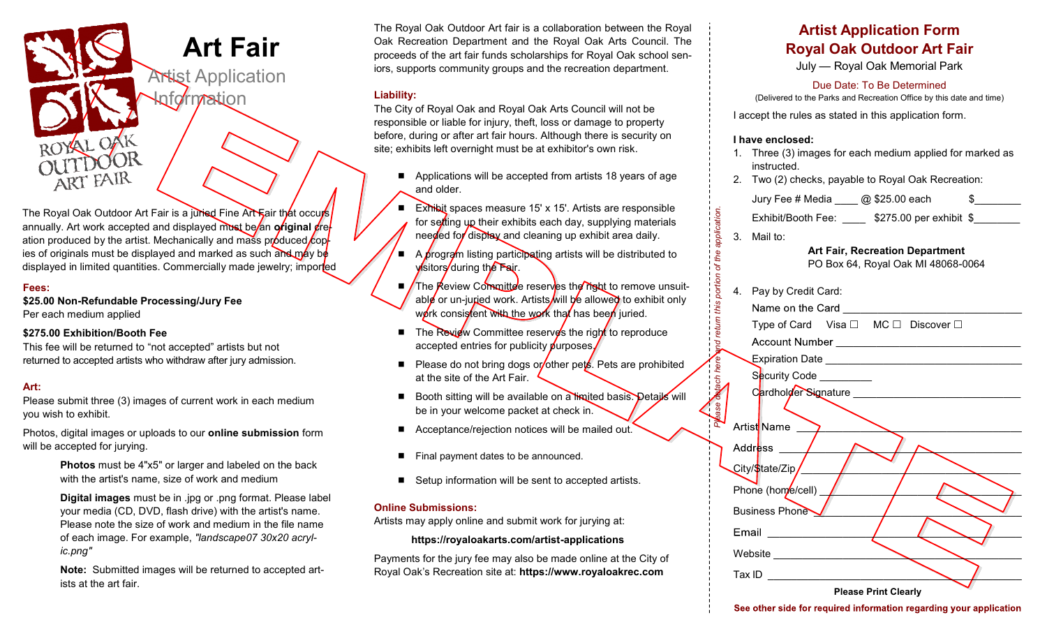# Art Fair

## Artist Application Information

ROYAL OAK OUTDOOR ART FAIR

The Royal Oak Outdoor Art Fair is a juried Fine Art Fair that occurs annually. Art work accepted and displayed must be an **original** creation produced by the artist. Mechanically and mass produced copies of originals must be displayed and marked as such and may be displayed in limited quantities. Commercially made jewelry; imported

### Fees:

**$25.00 Non-Refundable Processing/Jury Fee**
Per each medium applied

**$275.00 Exhibition/Booth Fee**
This fee will be returned to "not accepted" artists but not returned to accepted artists who withdraw after jury admission.

### Art:

Please submit three (3) images of current work in each medium you wish to exhibit.

Photos, digital images or uploads to our **online submission** form will be accepted for jurying.

**Photos** must be 4"x5" or larger and labeled on the back with the artist's name, size of work and medium

**Digital images** must be in .jpg or .png format. Please label your media (CD, DVD, flash drive) with the artist's name. Please note the size of work and medium in the file name of each image. For example, *"landscape07 30x20 acrylic.png"*

**Note:** Submitted images will be returned to accepted artists at the art fair.

The Royal Oak Outdoor Art fair is a collaboration between the Royal Oak Recreation Department and the Royal Oak Arts Council. The proceeds of the art fair funds scholarships for Royal Oak school seniors, supports community groups and the recreation department.

### Liability:

The City of Royal Oak and Royal Oak Arts Council will not be responsible or liable for injury, theft, loss or damage to property before, during or after art fair hours. Although there is security on site; exhibits left overnight must be at exhibitor's own risk.

- Applications will be accepted from artists 18 years of age and older.
- Exhibit spaces measure 15' x 15'. Artists are responsible for setting up their exhibits each day, supplying materials needed for display and cleaning up exhibit area daily.
- A program listing participating artists will be distributed to visitors during the Fair.
- The Review Committee reserves the right to remove unsuitable or un-juried work. Artists will be allowed to exhibit only work consistent with the work that has been juried.
- The Review Committee reserves the right to reproduce accepted entries for publicity purposes.
- Please do not bring dogs or other pets. Pets are prohibited at the site of the Art Fair.
- Booth sitting will be available on a limited basis. Details will be in your welcome packet at check in.
- Acceptance/rejection notices will be mailed out.
- Final payment dates to be announced.
- Setup information will be sent to accepted artists.

### Online Submissions:

Artists may apply online and submit work for jurying at:

**https://royaloakarts.com/artist-applications**

Payments for the jury fee may also be made online at the City of Royal Oak's Recreation site at: **https://www.royaloakrec.com**

*Please detach here and return this portion of the application.*

## Artist Application Form
## Royal Oak Outdoor Art Fair

July — Royal Oak Memorial Park

Due Date: To Be Determined
(Delivered to the Parks and Recreation Office by this date and time)

I accept the rules as stated in this application form.

**I have enclosed:**

1. Three (3) images for each medium applied for marked as instructed.
2. Two (2) checks, payable to Royal Oak Recreation:

   Jury Fee # Media ____ @ $25.00 each $________

   Exhibit/Booth Fee: ____ $275.00 per exhibit $________

3. Mail to:

   **Art Fair, Recreation Department**
   PO Box 64, Royal Oak MI 48068-0064

4. Pay by Credit Card:

   Name on the Card ______________________________

   Type of Card Visa ☐ MC ☐ Discover ☐

   Account Number ______________________________

   Expiration Date ______________________________

   Security Code _________

   Cardholder Signature ______________________________

Artist Name ______________________________

Address ______________________________

City/State/Zip ______________________________

Phone (home/cell) ______________________________

Business Phone ______________________________

Email ______________________________

Website ______________________________

Tax ID ______________________________

**Please Print Clearly**

**See other side for required information regarding your application**

EXAMPLE